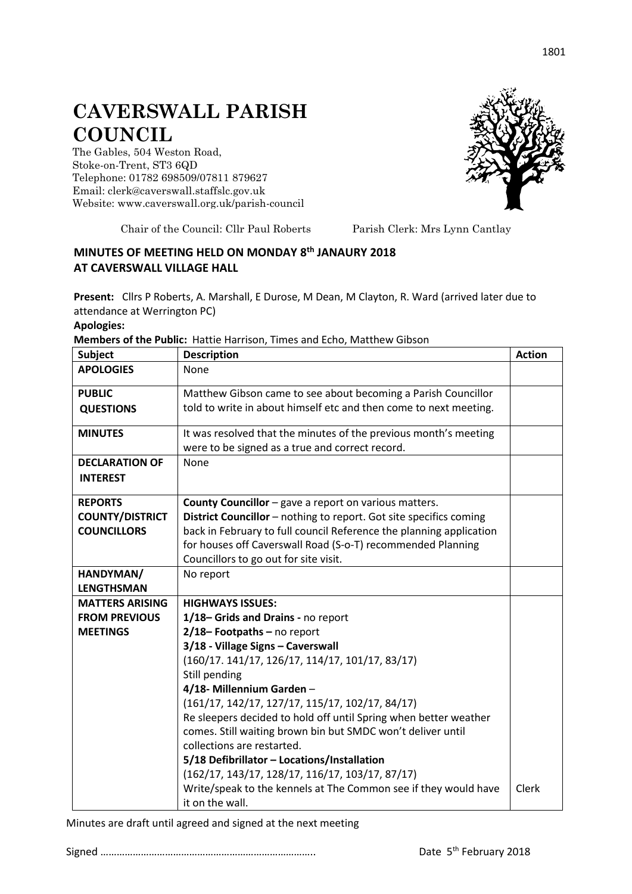# CAVERSWALL PARISH COUNCIL

The Gables, 504 Weston Road,
Stoke-on-Trent, ST3 6QD
Telephone: 01782 698509/07811 879627
Email: clerk@caverswall.staffslc.gov.uk
Website: www.caverswall.org.uk/parish-council

Chair of the Council: Cllr Paul Roberts    Parish Clerk: Mrs Lynn Cantlay

## MINUTES OF MEETING HELD ON MONDAY 8th JANAURY 2018 AT CAVERSWALL VILLAGE HALL

**Present:** Cllrs P Roberts, A. Marshall, E Durose, M Dean, M Clayton, R. Ward (arrived later due to attendance at Werrington PC)

**Apologies:**

**Members of the Public:** Hattie Harrison, Times and Echo, Matthew Gibson

| Subject | Description | Action |
|---|---|---|
| **APOLOGIES** | None | |
| **PUBLIC QUESTIONS** | Matthew Gibson came to see about becoming a Parish Councillor told to write in about himself etc and then come to next meeting. | |
| **MINUTES** | It was resolved that the minutes of the previous month's meeting were to be signed as a true and correct record. | |
| **DECLARATION OF INTEREST** | None | |
| **REPORTS COUNTY/DISTRICT COUNCILLORS** | **County Councillor** – gave a report on various matters.<br>**District Councillor** – nothing to report. Got site specifics coming back in February to full council Reference the planning application for houses off Caverswall Road (S-o-T) recommended Planning Councillors to go out for site visit. | |
| **HANDYMAN/ LENGTHSMAN** | No report | |
| **MATTERS ARISING FROM PREVIOUS MEETINGS** | **HIGHWAYS ISSUES:**<br>**1/18– Grids and Drains -** no report<br>**2/18– Footpaths –** no report<br>**3/18 - Village Signs – Caverswall**<br>(160/17. 141/17, 126/17, 114/17, 101/17, 83/17)<br>Still pending<br>**4/18- Millennium Garden** –<br>(161/17, 142/17, 127/17, 115/17, 102/17, 84/17)<br>Re sleepers decided to hold off until Spring when better weather comes. Still waiting brown bin but SMDC won't deliver until collections are restarted.<br>**5/18 Defibrillator – Locations/Installation**<br>(162/17, 143/17, 128/17, 116/17, 103/17, 87/17)<br>Write/speak to the kennels at The Common see if they would have it on the wall. | Clerk |

Minutes are draft until agreed and signed at the next meeting

Signed ……………………………………………………………………..    Date 5th February 2018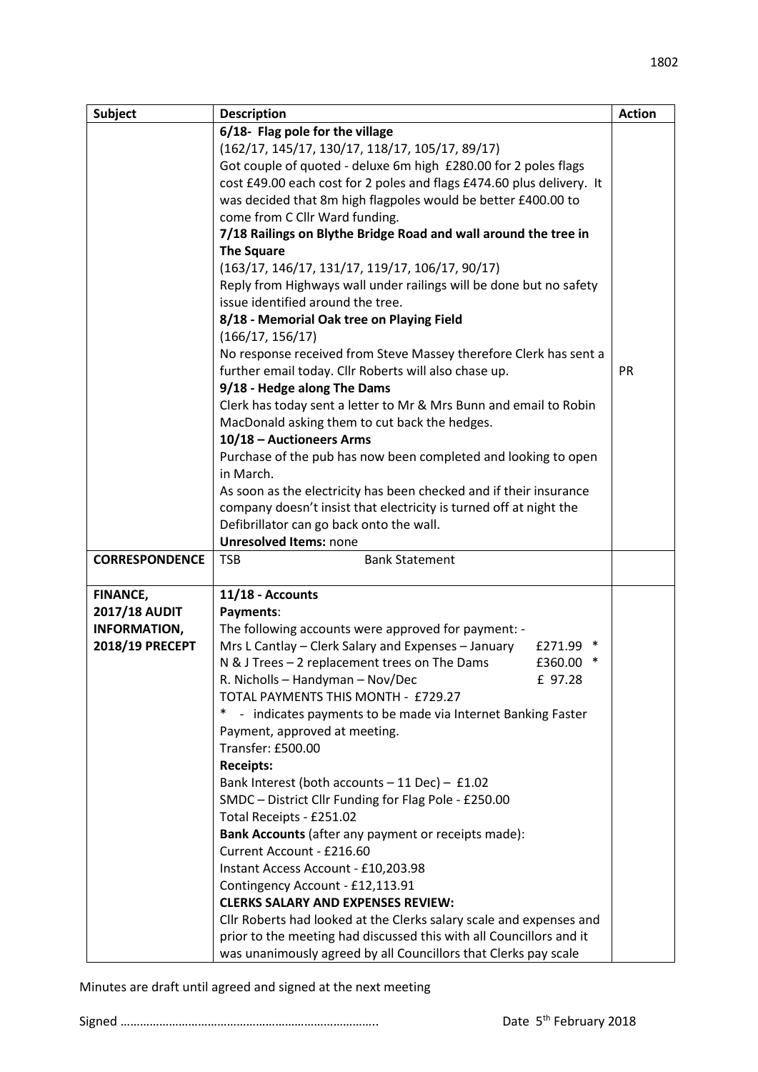| Subject | Description | Action |
|---|---|---|
| | **6/18- Flag pole for the village**<br>(162/17, 145/17, 130/17, 118/17, 105/17, 89/17)<br>Got couple of quoted - deluxe 6m high £280.00 for 2 poles flags cost £49.00 each cost for 2 poles and flags £474.60 plus delivery. It was decided that 8m high flagpoles would be better £400.00 to come from C Cllr Ward funding.<br>**7/18 Railings on Blythe Bridge Road and wall around the tree in The Square**<br>(163/17, 146/17, 131/17, 119/17, 106/17, 90/17)<br>Reply from Highways wall under railings will be done but no safety issue identified around the tree.<br>**8/18 - Memorial Oak tree on Playing Field**<br>(166/17, 156/17)<br>No response received from Steve Massey therefore Clerk has sent a further email today. Cllr Roberts will also chase up.<br>**9/18 - Hedge along The Dams**<br>Clerk has today sent a letter to Mr & Mrs Bunn and email to Robin MacDonald asking them to cut back the hedges.<br>**10/18 – Auctioneers Arms**<br>Purchase of the pub has now been completed and looking to open in March.<br>As soon as the electricity has been checked and if their insurance company doesn't insist that electricity is turned off at night the Defibrillator can go back onto the wall.<br>**Unresolved Items:** none | PR |
| **CORRESPONDENCE** | TSB Bank Statement | |
| **FINANCE, 2017/18 AUDIT INFORMATION, 2018/19 PRECEPT** | **11/18 - Accounts**<br>**Payments**:<br>The following accounts were approved for payment: -<br>Mrs L Cantlay – Clerk Salary and Expenses – January £271.99 *<br>N & J Trees – 2 replacement trees on The Dams £360.00 *<br>R. Nicholls – Handyman – Nov/Dec £ 97.28<br>TOTAL PAYMENTS THIS MONTH - £729.27<br>* - indicates payments to be made via Internet Banking Faster Payment, approved at meeting.<br>Transfer: £500.00<br>**Receipts:**<br>Bank Interest (both accounts – 11 Dec) – £1.02<br>SMDC – District Cllr Funding for Flag Pole - £250.00<br>Total Receipts - £251.02<br>**Bank Accounts** (after any payment or receipts made):<br>Current Account - £216.60<br>Instant Access Account - £10,203.98<br>Contingency Account - £12,113.91<br>**CLERKS SALARY AND EXPENSES REVIEW:**<br>Cllr Roberts had looked at the Clerks salary scale and expenses and prior to the meeting had discussed this with all Councillors and it was unanimously agreed by all Councillors that Clerks pay scale | |

Minutes are draft until agreed and signed at the next meeting

Signed ……………………………………………………………….. Date 5th February 2018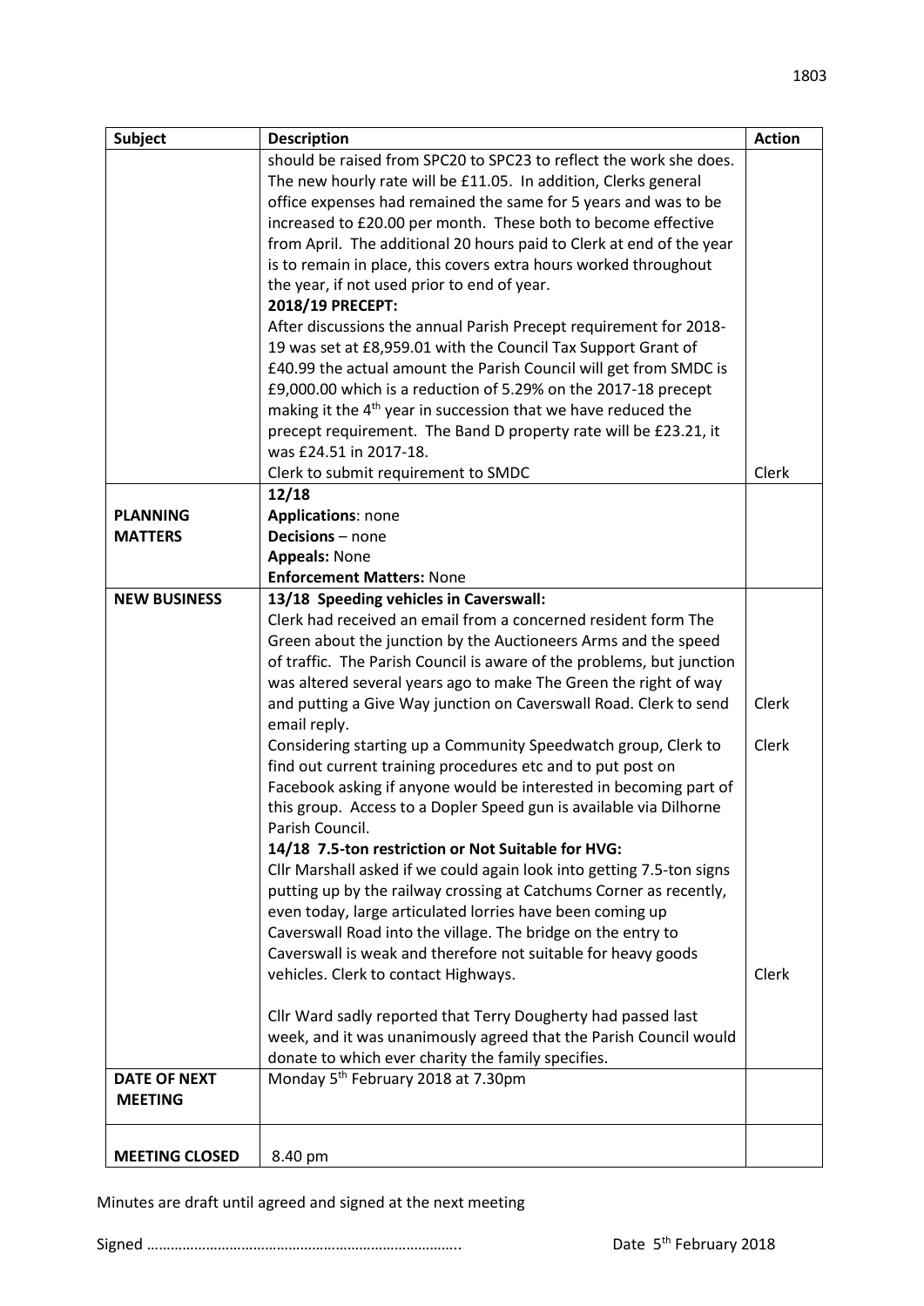| Subject | Description | Action |
|---|---|---|
| | should be raised from SPC20 to SPC23 to reflect the work she does. The new hourly rate will be £11.05. In addition, Clerks general office expenses had remained the same for 5 years and was to be increased to £20.00 per month. These both to become effective from April. The additional 20 hours paid to Clerk at end of the year is to remain in place, this covers extra hours worked throughout the year, if not used prior to end of year. **2018/19 PRECEPT:** After discussions the annual Parish Precept requirement for 2018-19 was set at £8,959.01 with the Council Tax Support Grant of £40.99 the actual amount the Parish Council will get from SMDC is £9,000.00 which is a reduction of 5.29% on the 2017-18 precept making it the 4th year in succession that we have reduced the precept requirement. The Band D property rate will be £23.21, it was £24.51 in 2017-18. Clerk to submit requirement to SMDC | Clerk |
| **PLANNING MATTERS** | **12/18** **Applications**: none **Decisions** – none **Appeals:** None **Enforcement Matters:** None | |
| **NEW BUSINESS** | **13/18 Speeding vehicles in Caverswall:** Clerk had received an email from a concerned resident form The Green about the junction by the Auctioneers Arms and the speed of traffic. The Parish Council is aware of the problems, but junction was altered several years ago to make The Green the right of way and putting a Give Way junction on Caverswall Road. Clerk to send email reply. Considering starting up a Community Speedwatch group, Clerk to find out current training procedures etc and to put post on Facebook asking if anyone would be interested in becoming part of this group. Access to a Dopler Speed gun is available via Dilhorne Parish Council. **14/18 7.5-ton restriction or Not Suitable for HVG:** Cllr Marshall asked if we could again look into getting 7.5-ton signs putting up by the railway crossing at Catchums Corner as recently, even today, large articulated lorries have been coming up Caverswall Road into the village. The bridge on the entry to Caverswall is weak and therefore not suitable for heavy goods vehicles. Clerk to contact Highways. Cllr Ward sadly reported that Terry Dougherty had passed last week, and it was unanimously agreed that the Parish Council would donate to which ever charity the family specifies. | Clerk Clerk Clerk |
| **DATE OF NEXT MEETING** | Monday 5th February 2018 at 7.30pm | |
| **MEETING CLOSED** | 8.40 pm | |

Minutes are draft until agreed and signed at the next meeting

Signed …………………………………………………………………..     Date 5th February 2018